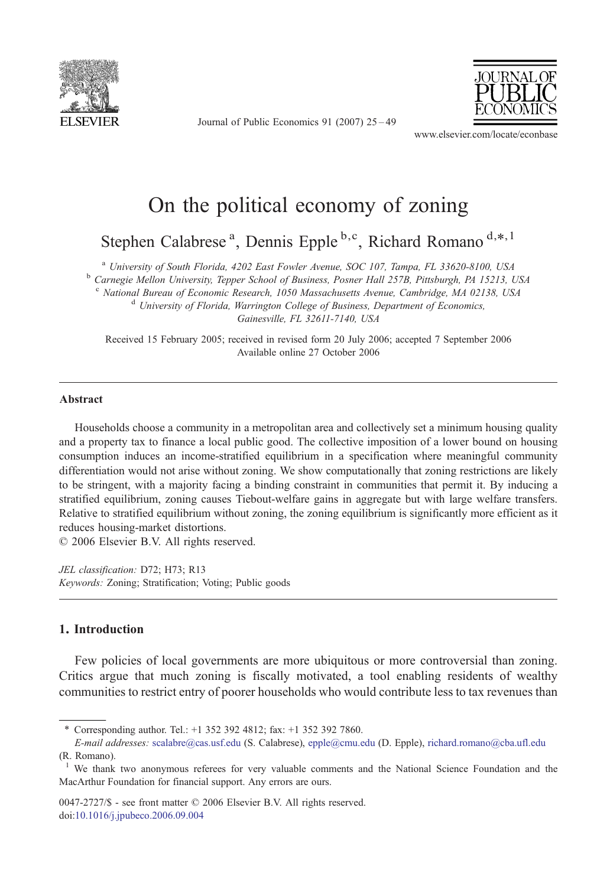# On the political economy of zoning

Stephen Calabrese [a], Dennis Epple [b,c], Richard Romano [d,*,1]

[a] University of South Florida, 4202 East Fowler Avenue, SOC 107, Tampa, FL 33620-8100, USA
[b] Carnegie Mellon University, Tepper School of Business, Posner Hall 257B, Pittsburgh, PA 15213, USA
[c] National Bureau of Economic Research, 1050 Massachusetts Avenue, Cambridge, MA 02138, USA
[d] University of Florida, Warrington College of Business, Department of Economics, Gainesville, FL 32611-7140, USA

Received 15 February 2005; received in revised form 20 July 2006; accepted 7 September 2006
Available online 27 October 2006

## Abstract

Households choose a community in a metropolitan area and collectively set a minimum housing quality and a property tax to finance a local public good. The collective imposition of a lower bound on housing consumption induces an income-stratified equilibrium in a specification where meaningful community differentiation would not arise without zoning. We show computationally that zoning restrictions are likely to be stringent, with a majority facing a binding constraint in communities that permit it. By inducing a stratified equilibrium, zoning causes Tiebout-welfare gains in aggregate but with large welfare transfers. Relative to stratified equilibrium without zoning, the zoning equilibrium is significantly more efficient as it reduces housing-market distortions.

© 2006 Elsevier B.V. All rights reserved.

*JEL classification:* D72; H73; R13
*Keywords:* Zoning; Stratification; Voting; Public goods

## 1. Introduction

Few policies of local governments are more ubiquitous or more controversial than zoning. Critics argue that much zoning is fiscally motivated, a tool enabling residents of wealthy communities to restrict entry of poorer households who would contribute less to tax revenues than

---

\* Corresponding author. Tel.: +1 352 392 4812; fax: +1 352 392 7860.
*E-mail addresses:* scalabre@cas.usf.edu (S. Calabrese), epple@cmu.edu (D. Epple), richard.romano@cba.ufl.edu (R. Romano).

[1] We thank two anonymous referees for very valuable comments and the National Science Foundation and the MacArthur Foundation for financial support. Any errors are ours.

0047-2727/$ - see front matter © 2006 Elsevier B.V. All rights reserved.
doi:10.1016/j.jpubeco.2006.09.004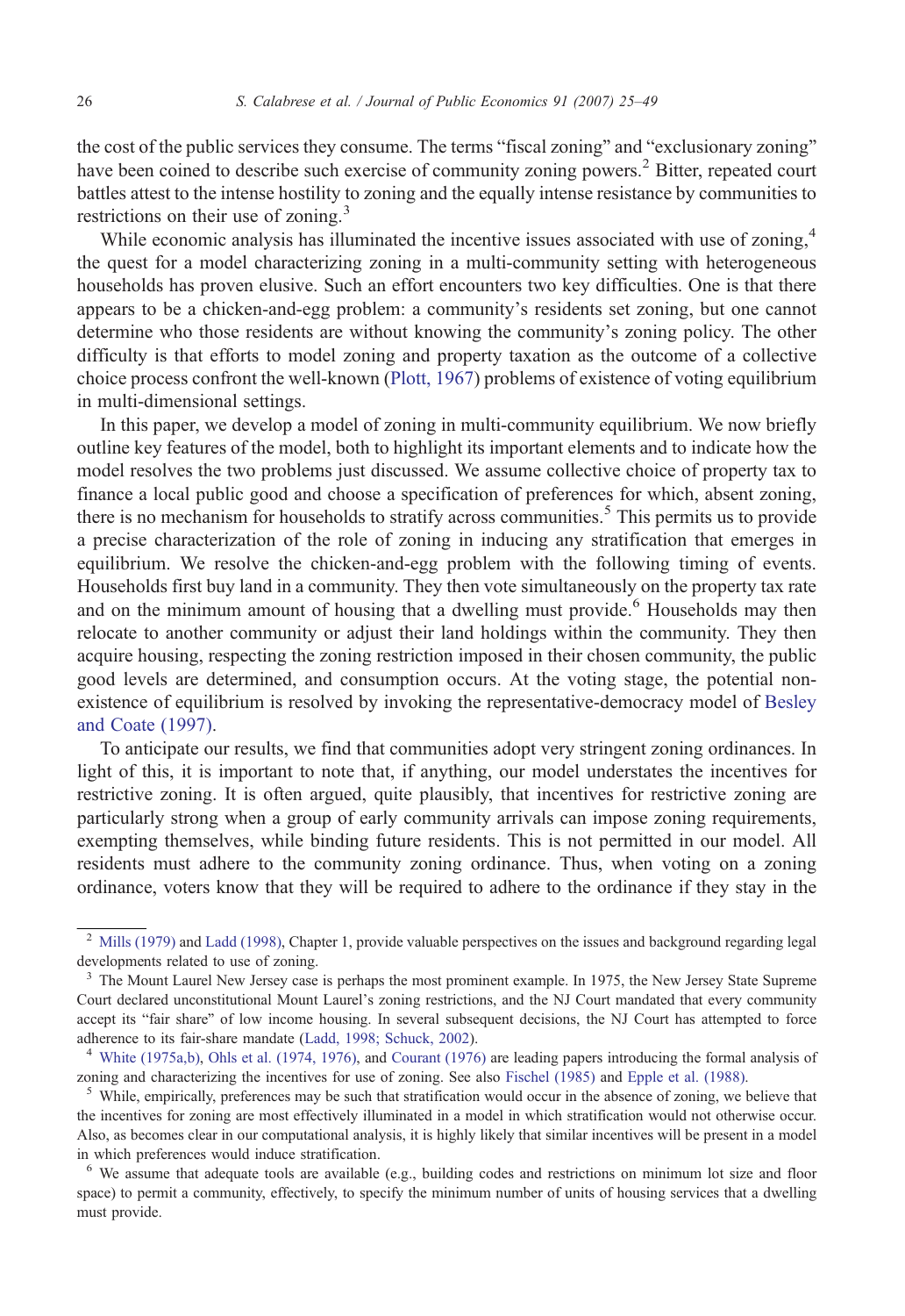the cost of the public services they consume. The terms "fiscal zoning" and "exclusionary zoning" have been coined to describe such exercise of community zoning powers.[2] Bitter, repeated court battles attest to the intense hostility to zoning and the equally intense resistance by communities to restrictions on their use of zoning.[3]

While economic analysis has illuminated the incentive issues associated with use of zoning,[4] the quest for a model characterizing zoning in a multi-community setting with heterogeneous households has proven elusive. Such an effort encounters two key difficulties. One is that there appears to be a chicken-and-egg problem: a community's residents set zoning, but one cannot determine who those residents are without knowing the community's zoning policy. The other difficulty is that efforts to model zoning and property taxation as the outcome of a collective choice process confront the well-known (Plott, 1967) problems of existence of voting equilibrium in multi-dimensional settings.

In this paper, we develop a model of zoning in multi-community equilibrium. We now briefly outline key features of the model, both to highlight its important elements and to indicate how the model resolves the two problems just discussed. We assume collective choice of property tax to finance a local public good and choose a specification of preferences for which, absent zoning, there is no mechanism for households to stratify across communities.[5] This permits us to provide a precise characterization of the role of zoning in inducing any stratification that emerges in equilibrium. We resolve the chicken-and-egg problem with the following timing of events. Households first buy land in a community. They then vote simultaneously on the property tax rate and on the minimum amount of housing that a dwelling must provide.[6] Households may then relocate to another community or adjust their land holdings within the community. They then acquire housing, respecting the zoning restriction imposed in their chosen community, the public good levels are determined, and consumption occurs. At the voting stage, the potential non-existence of equilibrium is resolved by invoking the representative-democracy model of Besley and Coate (1997).

To anticipate our results, we find that communities adopt very stringent zoning ordinances. In light of this, it is important to note that, if anything, our model understates the incentives for restrictive zoning. It is often argued, quite plausibly, that incentives for restrictive zoning are particularly strong when a group of early community arrivals can impose zoning requirements, exempting themselves, while binding future residents. This is not permitted in our model. All residents must adhere to the community zoning ordinance. Thus, when voting on a zoning ordinance, voters know that they will be required to adhere to the ordinance if they stay in the

[2] Mills (1979) and Ladd (1998), Chapter 1, provide valuable perspectives on the issues and background regarding legal developments related to use of zoning.

[3] The Mount Laurel New Jersey case is perhaps the most prominent example. In 1975, the New Jersey State Supreme Court declared unconstitutional Mount Laurel's zoning restrictions, and the NJ Court mandated that every community accept its "fair share" of low income housing. In several subsequent decisions, the NJ Court has attempted to force adherence to its fair-share mandate (Ladd, 1998; Schuck, 2002).

[4] White (1975a,b), Ohls et al. (1974, 1976), and Courant (1976) are leading papers introducing the formal analysis of zoning and characterizing the incentives for use of zoning. See also Fischel (1985) and Epple et al. (1988).

[5] While, empirically, preferences may be such that stratification would occur in the absence of zoning, we believe that the incentives for zoning are most effectively illuminated in a model in which stratification would not otherwise occur. Also, as becomes clear in our computational analysis, it is highly likely that similar incentives will be present in a model in which preferences would induce stratification.

[6] We assume that adequate tools are available (e.g., building codes and restrictions on minimum lot size and floor space) to permit a community, effectively, to specify the minimum number of units of housing services that a dwelling must provide.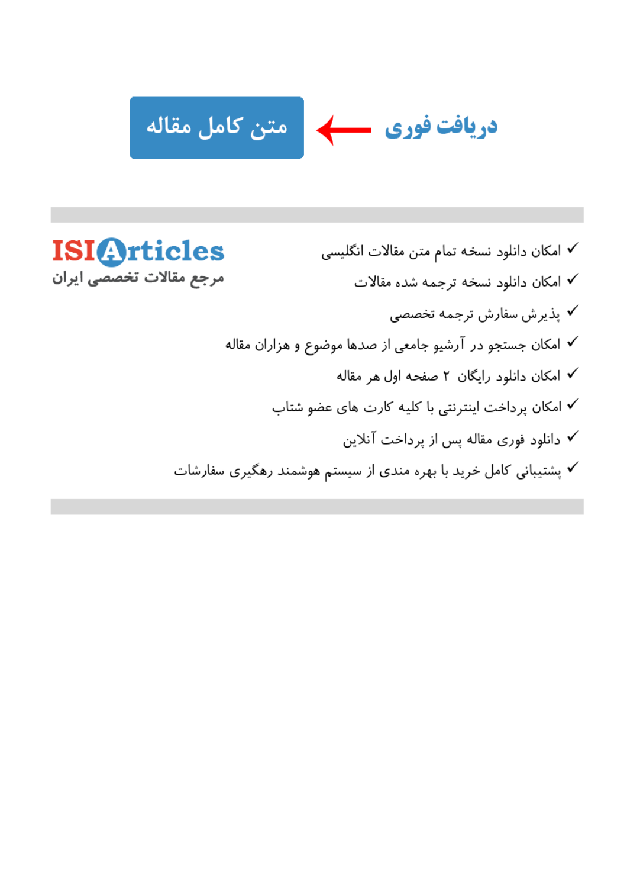دریافت فوری ← **متن کامل مقاله**

**ISIArticles**
مرجع مقالات تخصصی ایران

- ✓ امکان دانلود نسخه تمام متن مقالات انگلیسی
- ✓ امکان دانلود نسخه ترجمه شده مقالات
- ✓ پذیرش سفارش ترجمه تخصصی
- ✓ امکان جستجو در آرشیو جامعی از صدها موضوع و هزاران مقاله
- ✓ امکان دانلود رایگان ۲ صفحه اول هر مقاله
- ✓ امکان پرداخت اینترنتی با کلیه کارت های عضو شتاب
- ✓ دانلود فوری مقاله پس از پرداخت آنلاین
- ✓ پشتیبانی کامل خرید با بهره مندی از سیستم هوشمند رهگیری سفارشات